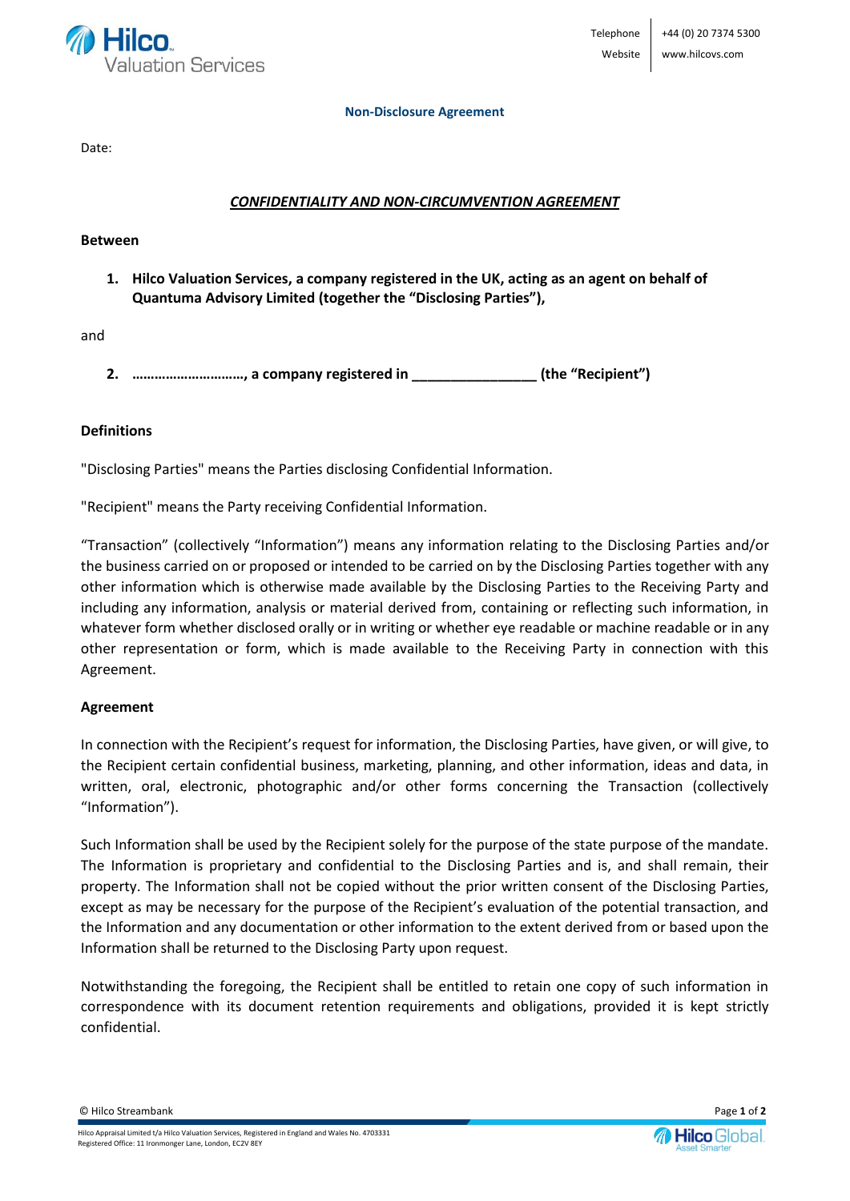Telephone +44 (0) 20 7374 5300
Website www.hilcovs.com

**Non-Disclosure Agreement**

Date:

***CONFIDENTIALITY AND NON-CIRCUMVENTION AGREEMENT***

**Between**

1. **Hilco Valuation Services, a company registered in the UK, acting as an agent on behalf of Quantuma Advisory Limited (together the "Disclosing Parties"),**

and

2. **…………………………, a company registered in ________________ (the "Recipient")**

**Definitions**

"Disclosing Parties" means the Parties disclosing Confidential Information.

"Recipient" means the Party receiving Confidential Information.

"Transaction" (collectively "Information") means any information relating to the Disclosing Parties and/or the business carried on or proposed or intended to be carried on by the Disclosing Parties together with any other information which is otherwise made available by the Disclosing Parties to the Receiving Party and including any information, analysis or material derived from, containing or reflecting such information, in whatever form whether disclosed orally or in writing or whether eye readable or machine readable or in any other representation or form, which is made available to the Receiving Party in connection with this Agreement.

**Agreement**

In connection with the Recipient's request for information, the Disclosing Parties, have given, or will give, to the Recipient certain confidential business, marketing, planning, and other information, ideas and data, in written, oral, electronic, photographic and/or other forms concerning the Transaction (collectively "Information").

Such Information shall be used by the Recipient solely for the purpose of the state purpose of the mandate. The Information is proprietary and confidential to the Disclosing Parties and is, and shall remain, their property. The Information shall not be copied without the prior written consent of the Disclosing Parties, except as may be necessary for the purpose of the Recipient's evaluation of the potential transaction, and the Information and any documentation or other information to the extent derived from or based upon the Information shall be returned to the Disclosing Party upon request.

Notwithstanding the foregoing, the Recipient shall be entitled to retain one copy of such information in correspondence with its document retention requirements and obligations, provided it is kept strictly confidential.

© Hilco Streambank

Hilco Appraisal Limited t/a Hilco Valuation Services, Registered in England and Wales No. 4703331
Registered Office: 11 Ironmonger Lane, London, EC2V 8EY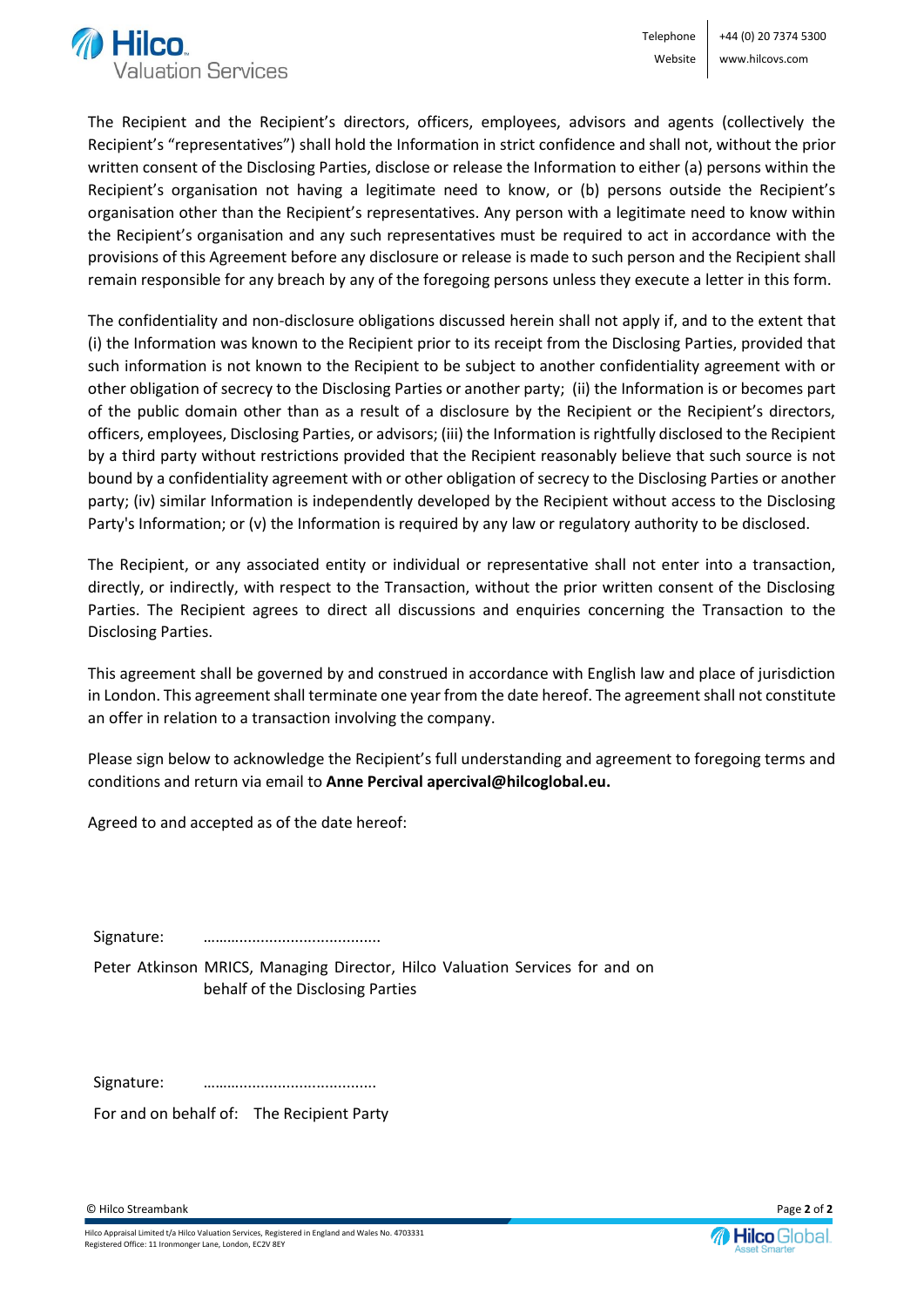The Recipient and the Recipient's directors, officers, employees, advisors and agents (collectively the Recipient's "representatives") shall hold the Information in strict confidence and shall not, without the prior written consent of the Disclosing Parties, disclose or release the Information to either (a) persons within the Recipient's organisation not having a legitimate need to know, or (b) persons outside the Recipient's organisation other than the Recipient's representatives. Any person with a legitimate need to know within the Recipient's organisation and any such representatives must be required to act in accordance with the provisions of this Agreement before any disclosure or release is made to such person and the Recipient shall remain responsible for any breach by any of the foregoing persons unless they execute a letter in this form.

The confidentiality and non-disclosure obligations discussed herein shall not apply if, and to the extent that (i) the Information was known to the Recipient prior to its receipt from the Disclosing Parties, provided that such information is not known to the Recipient to be subject to another confidentiality agreement with or other obligation of secrecy to the Disclosing Parties or another party; (ii) the Information is or becomes part of the public domain other than as a result of a disclosure by the Recipient or the Recipient's directors, officers, employees, Disclosing Parties, or advisors; (iii) the Information is rightfully disclosed to the Recipient by a third party without restrictions provided that the Recipient reasonably believe that such source is not bound by a confidentiality agreement with or other obligation of secrecy to the Disclosing Parties or another party; (iv) similar Information is independently developed by the Recipient without access to the Disclosing Party's Information; or (v) the Information is required by any law or regulatory authority to be disclosed.

The Recipient, or any associated entity or individual or representative shall not enter into a transaction, directly, or indirectly, with respect to the Transaction, without the prior written consent of the Disclosing Parties. The Recipient agrees to direct all discussions and enquiries concerning the Transaction to the Disclosing Parties.

This agreement shall be governed by and construed in accordance with English law and place of jurisdiction in London. This agreement shall terminate one year from the date hereof. The agreement shall not constitute an offer in relation to a transaction involving the company.

Please sign below to acknowledge the Recipient's full understanding and agreement to foregoing terms and conditions and return via email to **Anne Percival apercival@hilcoglobal.eu.**

Agreed to and accepted as of the date hereof:

Signature: ……………………………………

Peter Atkinson MRICS, Managing Director, Hilco Valuation Services for and on behalf of the Disclosing Parties

Signature: ……………………………………

For and on behalf of: The Recipient Party

© Hilco Streambank

Hilco Appraisal Limited t/a Hilco Valuation Services, Registered in England and Wales No. 4703331
Registered Office: 11 Ironmonger Lane, London, EC2V 8EY